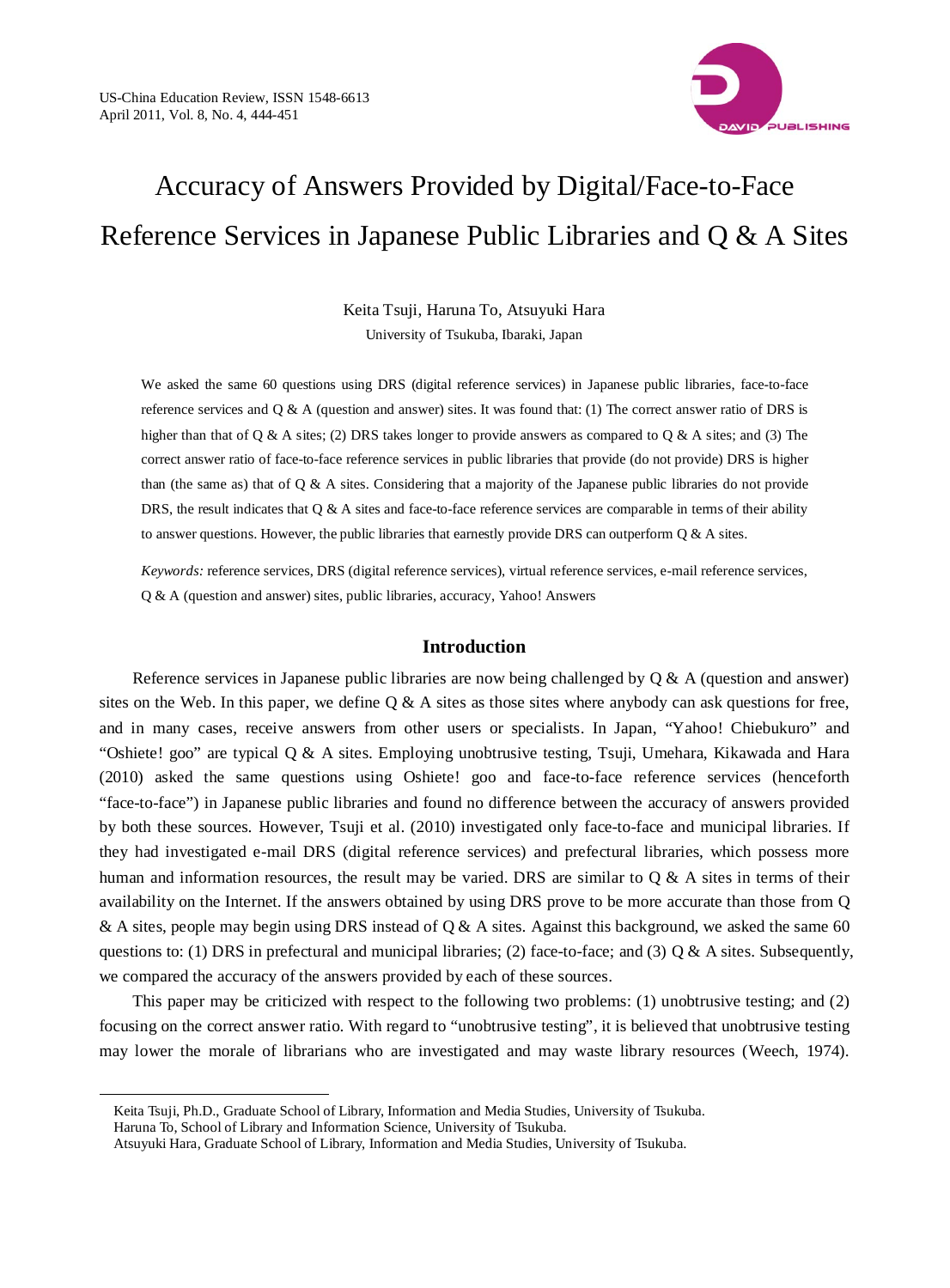# Accuracy of Answers Provided by Digital/Face-to-Face Reference Services in Japanese Public Libraries and Q & A Sites

Keita Tsuji, Haruna To, Atsuyuki Hara

University of Tsukuba, Ibaraki, Japan

We asked the same 60 questions using DRS (digital reference services) in Japanese public libraries, face-to-face reference services and Q & A (question and answer) sites. It was found that: (1) The correct answer ratio of DRS is higher than that of Q & A sites; (2) DRS takes longer to provide answers as compared to Q & A sites; and (3) The correct answer ratio of face-to-face reference services in public libraries that provide (do not provide) DRS is higher than (the same as) that of Q & A sites. Considering that a majority of the Japanese public libraries do not provide DRS, the result indicates that Q & A sites and face-to-face reference services are comparable in terms of their ability to answer questions. However, the public libraries that earnestly provide DRS can outperform Q & A sites.

*Keywords:* reference services, DRS (digital reference services), virtual reference services, e-mail reference services, Q & A (question and answer) sites, public libraries, accuracy, Yahoo! Answers

## Introduction

Reference services in Japanese public libraries are now being challenged by Q & A (question and answer) sites on the Web. In this paper, we define Q & A sites as those sites where anybody can ask questions for free, and in many cases, receive answers from other users or specialists. In Japan, "Yahoo! Chiebukuro" and "Oshiete! goo" are typical Q & A sites. Employing unobtrusive testing, Tsuji, Umehara, Kikawada and Hara (2010) asked the same questions using Oshiete! goo and face-to-face reference services (henceforth "face-to-face") in Japanese public libraries and found no difference between the accuracy of answers provided by both these sources. However, Tsuji et al. (2010) investigated only face-to-face and municipal libraries. If they had investigated e-mail DRS (digital reference services) and prefectural libraries, which possess more human and information resources, the result may be varied. DRS are similar to Q & A sites in terms of their availability on the Internet. If the answers obtained by using DRS prove to be more accurate than those from Q & A sites, people may begin using DRS instead of Q & A sites. Against this background, we asked the same 60 questions to: (1) DRS in prefectural and municipal libraries; (2) face-to-face; and (3) Q & A sites. Subsequently, we compared the accuracy of the answers provided by each of these sources.

This paper may be criticized with respect to the following two problems: (1) unobtrusive testing; and (2) focusing on the correct answer ratio. With regard to "unobtrusive testing", it is believed that unobtrusive testing may lower the morale of librarians who are investigated and may waste library resources (Weech, 1974).

---

Keita Tsuji, Ph.D., Graduate School of Library, Information and Media Studies, University of Tsukuba.
Haruna To, School of Library and Information Science, University of Tsukuba.
Atsuyuki Hara, Graduate School of Library, Information and Media Studies, University of Tsukuba.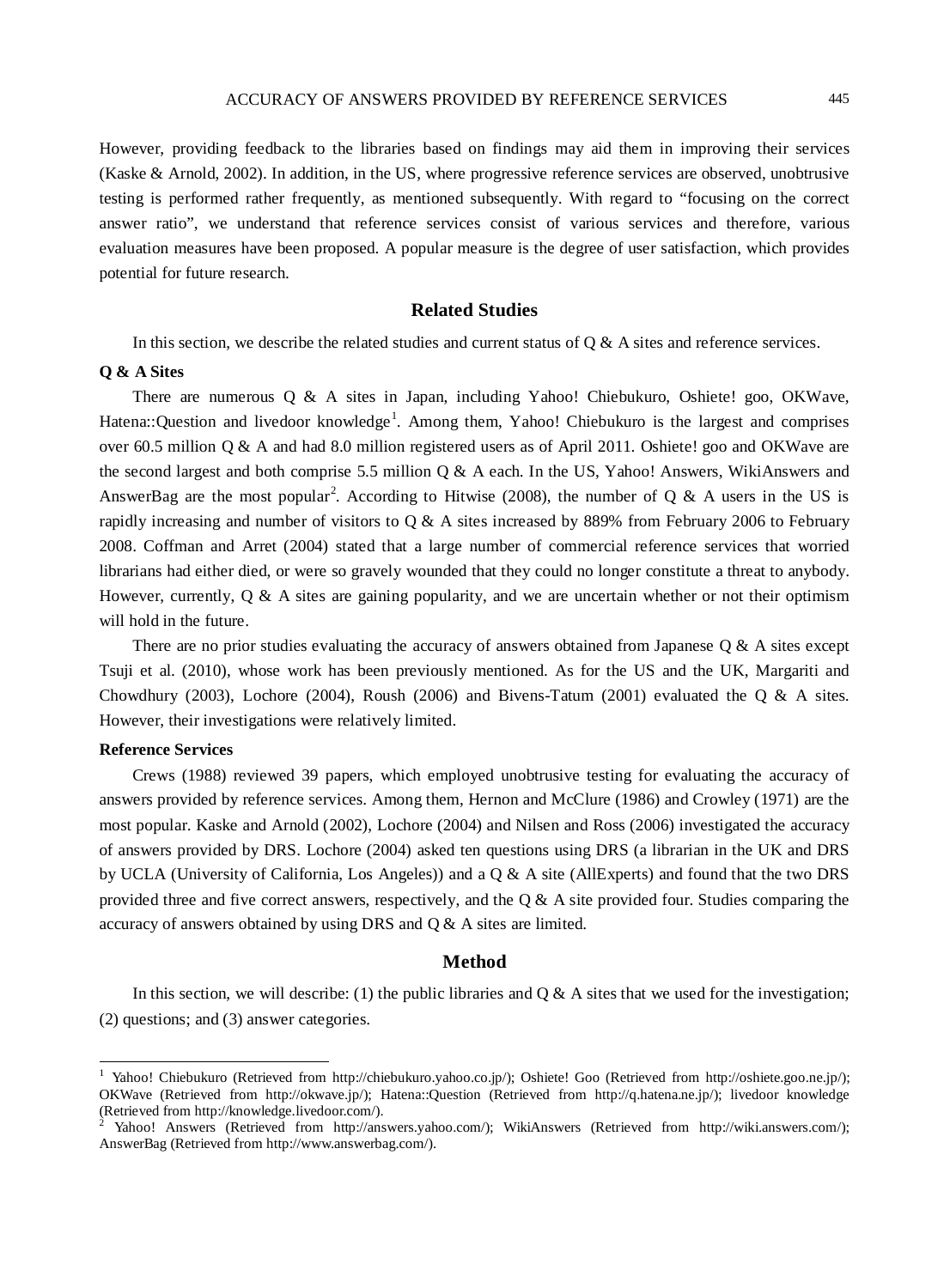However, providing feedback to the libraries based on findings may aid them in improving their services (Kaske & Arnold, 2002). In addition, in the US, where progressive reference services are observed, unobtrusive testing is performed rather frequently, as mentioned subsequently. With regard to "focusing on the correct answer ratio", we understand that reference services consist of various services and therefore, various evaluation measures have been proposed. A popular measure is the degree of user satisfaction, which provides potential for future research.

## Related Studies

In this section, we describe the related studies and current status of Q & A sites and reference services.

**Q & A Sites**

There are numerous Q & A sites in Japan, including Yahoo! Chiebukuro, Oshiete! goo, OKWave, Hatena::Question and livedoor knowledge[1]. Among them, Yahoo! Chiebukuro is the largest and comprises over 60.5 million Q & A and had 8.0 million registered users as of April 2011. Oshiete! goo and OKWave are the second largest and both comprise 5.5 million Q & A each. In the US, Yahoo! Answers, WikiAnswers and AnswerBag are the most popular[2]. According to Hitwise (2008), the number of Q & A users in the US is rapidly increasing and number of visitors to Q & A sites increased by 889% from February 2006 to February 2008. Coffman and Arret (2004) stated that a large number of commercial reference services that worried librarians had either died, or were so gravely wounded that they could no longer constitute a threat to anybody. However, currently, Q & A sites are gaining popularity, and we are uncertain whether or not their optimism will hold in the future.

There are no prior studies evaluating the accuracy of answers obtained from Japanese Q & A sites except Tsuji et al. (2010), whose work has been previously mentioned. As for the US and the UK, Margariti and Chowdhury (2003), Lochore (2004), Roush (2006) and Bivens-Tatum (2001) evaluated the Q & A sites. However, their investigations were relatively limited.

**Reference Services**

Crews (1988) reviewed 39 papers, which employed unobtrusive testing for evaluating the accuracy of answers provided by reference services. Among them, Hernon and McClure (1986) and Crowley (1971) are the most popular. Kaske and Arnold (2002), Lochore (2004) and Nilsen and Ross (2006) investigated the accuracy of answers provided by DRS. Lochore (2004) asked ten questions using DRS (a librarian in the UK and DRS by UCLA (University of California, Los Angeles)) and a Q & A site (AllExperts) and found that the two DRS provided three and five correct answers, respectively, and the Q & A site provided four. Studies comparing the accuracy of answers obtained by using DRS and Q & A sites are limited.

## Method

In this section, we will describe: (1) the public libraries and Q & A sites that we used for the investigation; (2) questions; and (3) answer categories.

---

[1] Yahoo! Chiebukuro (Retrieved from http://chiebukuro.yahoo.co.jp/); Oshiete! Goo (Retrieved from http://oshiete.goo.ne.jp/); OKWave (Retrieved from http://okwave.jp/); Hatena::Question (Retrieved from http://q.hatena.ne.jp/); livedoor knowledge (Retrieved from http://knowledge.livedoor.com/).

[2] Yahoo! Answers (Retrieved from http://answers.yahoo.com/); WikiAnswers (Retrieved from http://wiki.answers.com/); AnswerBag (Retrieved from http://www.answerbag.com/).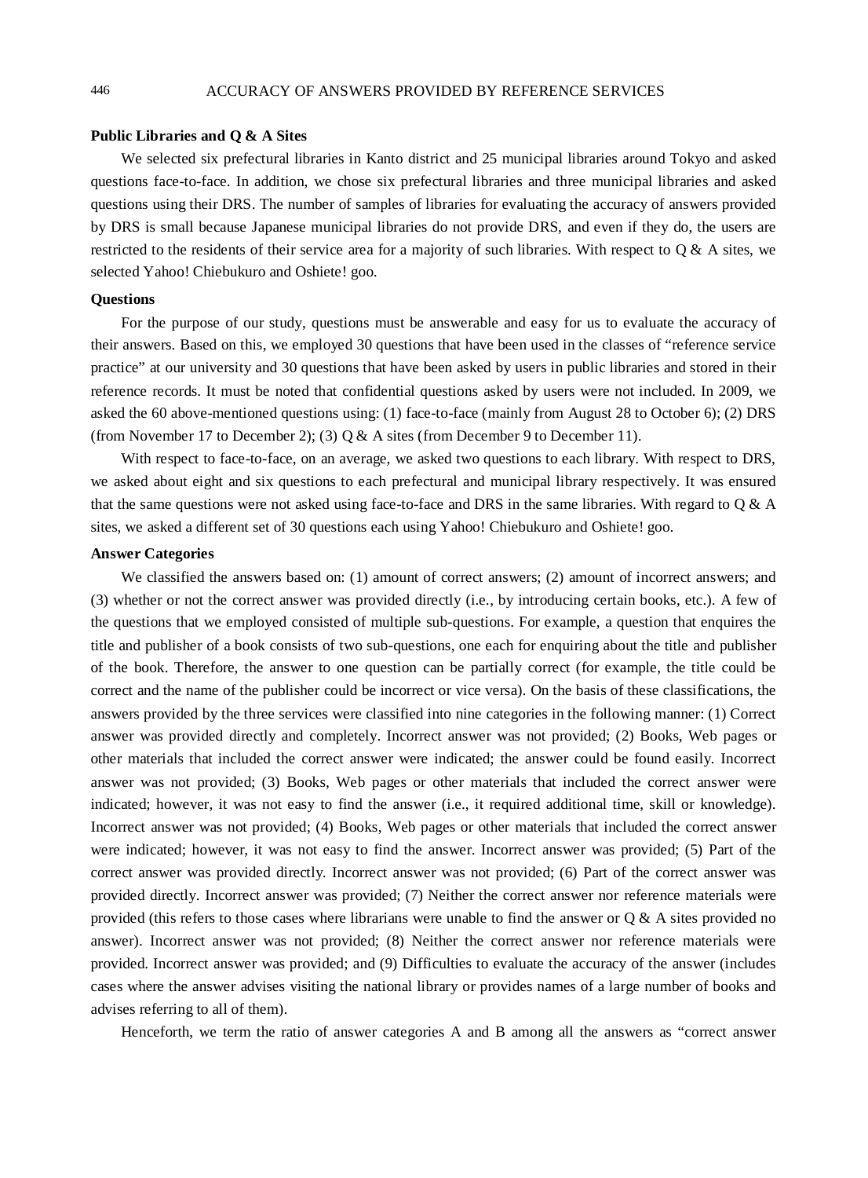### Public Libraries and Q & A Sites

We selected six prefectural libraries in Kanto district and 25 municipal libraries around Tokyo and asked questions face-to-face. In addition, we chose six prefectural libraries and three municipal libraries and asked questions using their DRS. The number of samples of libraries for evaluating the accuracy of answers provided by DRS is small because Japanese municipal libraries do not provide DRS, and even if they do, the users are restricted to the residents of their service area for a majority of such libraries. With respect to Q & A sites, we selected Yahoo! Chiebukuro and Oshiete! goo.

### Questions

For the purpose of our study, questions must be answerable and easy for us to evaluate the accuracy of their answers. Based on this, we employed 30 questions that have been used in the classes of "reference service practice" at our university and 30 questions that have been asked by users in public libraries and stored in their reference records. It must be noted that confidential questions asked by users were not included. In 2009, we asked the 60 above-mentioned questions using: (1) face-to-face (mainly from August 28 to October 6); (2) DRS (from November 17 to December 2); (3) Q & A sites (from December 9 to December 11).

With respect to face-to-face, on an average, we asked two questions to each library. With respect to DRS, we asked about eight and six questions to each prefectural and municipal library respectively. It was ensured that the same questions were not asked using face-to-face and DRS in the same libraries. With regard to Q & A sites, we asked a different set of 30 questions each using Yahoo! Chiebukuro and Oshiete! goo.

### Answer Categories

We classified the answers based on: (1) amount of correct answers; (2) amount of incorrect answers; and (3) whether or not the correct answer was provided directly (i.e., by introducing certain books, etc.). A few of the questions that we employed consisted of multiple sub-questions. For example, a question that enquires the title and publisher of a book consists of two sub-questions, one each for enquiring about the title and publisher of the book. Therefore, the answer to one question can be partially correct (for example, the title could be correct and the name of the publisher could be incorrect or vice versa). On the basis of these classifications, the answers provided by the three services were classified into nine categories in the following manner: (1) Correct answer was provided directly and completely. Incorrect answer was not provided; (2) Books, Web pages or other materials that included the correct answer were indicated; the answer could be found easily. Incorrect answer was not provided; (3) Books, Web pages or other materials that included the correct answer were indicated; however, it was not easy to find the answer (i.e., it required additional time, skill or knowledge). Incorrect answer was not provided; (4) Books, Web pages or other materials that included the correct answer were indicated; however, it was not easy to find the answer. Incorrect answer was provided; (5) Part of the correct answer was provided directly. Incorrect answer was not provided; (6) Part of the correct answer was provided directly. Incorrect answer was provided; (7) Neither the correct answer nor reference materials were provided (this refers to those cases where librarians were unable to find the answer or Q & A sites provided no answer). Incorrect answer was not provided; (8) Neither the correct answer nor reference materials were provided. Incorrect answer was provided; and (9) Difficulties to evaluate the accuracy of the answer (includes cases where the answer advises visiting the national library or provides names of a large number of books and advises referring to all of them).

Henceforth, we term the ratio of answer categories A and B among all the answers as "correct answer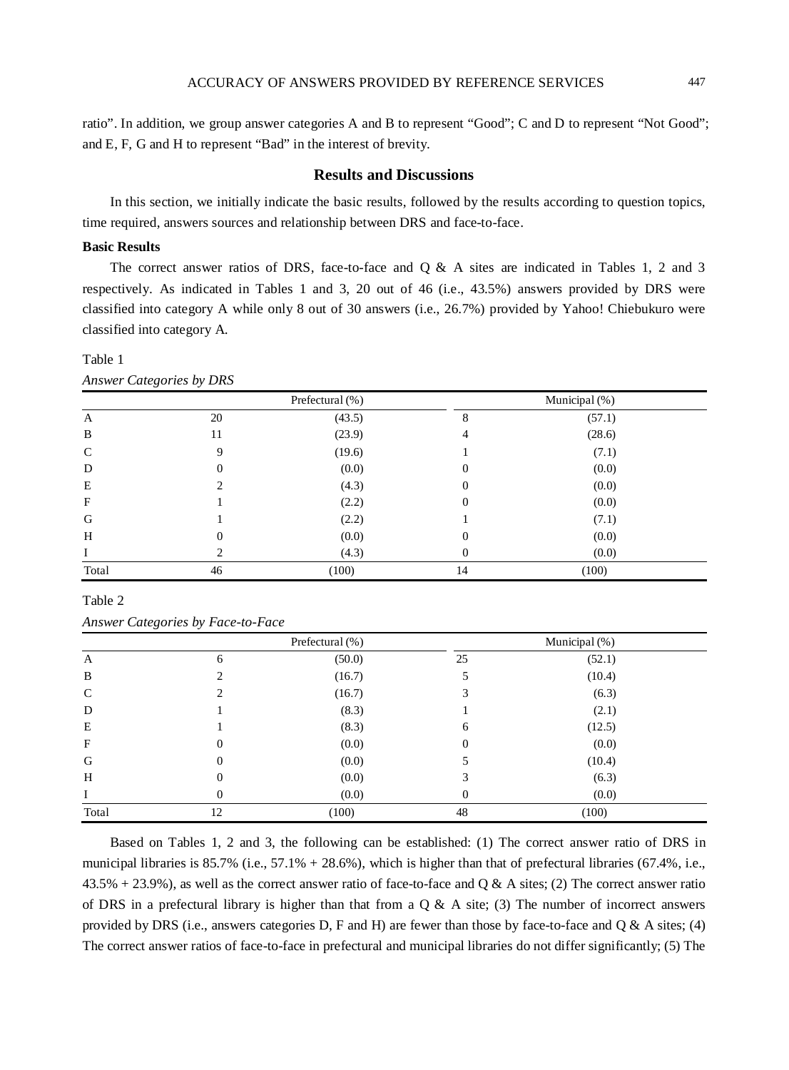ratio". In addition, we group answer categories A and B to represent "Good"; C and D to represent "Not Good"; and E, F, G and H to represent "Bad" in the interest of brevity.

## Results and Discussions

In this section, we initially indicate the basic results, followed by the results according to question topics, time required, answers sources and relationship between DRS and face-to-face.

### Basic Results

The correct answer ratios of DRS, face-to-face and Q & A sites are indicated in Tables 1, 2 and 3 respectively. As indicated in Tables 1 and 3, 20 out of 46 (i.e., 43.5%) answers provided by DRS were classified into category A while only 8 out of 30 answers (i.e., 26.7%) provided by Yahoo! Chiebukuro were classified into category A.

Table 1

*Answer Categories by DRS*

| | Prefectural (%) | | Municipal (%) | |
|---|---|---|---|---|
| A | 20 | (43.5) | 8 | (57.1) |
| B | 11 | (23.9) | 4 | (28.6) |
| C | 9 | (19.6) | 1 | (7.1) |
| D | 0 | (0.0) | 0 | (0.0) |
| E | 2 | (4.3) | 0 | (0.0) |
| F | 1 | (2.2) | 0 | (0.0) |
| G | 1 | (2.2) | 1 | (7.1) |
| H | 0 | (0.0) | 0 | (0.0) |
| I | 2 | (4.3) | 0 | (0.0) |
| Total | 46 | (100) | 14 | (100) |

Table 2

*Answer Categories by Face-to-Face*

| | Prefectural (%) | | Municipal (%) | |
|---|---|---|---|---|
| A | 6 | (50.0) | 25 | (52.1) |
| B | 2 | (16.7) | 5 | (10.4) |
| C | 2 | (16.7) | 3 | (6.3) |
| D | 1 | (8.3) | 1 | (2.1) |
| E | 1 | (8.3) | 6 | (12.5) |
| F | 0 | (0.0) | 0 | (0.0) |
| G | 0 | (0.0) | 5 | (10.4) |
| H | 0 | (0.0) | 3 | (6.3) |
| I | 0 | (0.0) | 0 | (0.0) |
| Total | 12 | (100) | 48 | (100) |

Based on Tables 1, 2 and 3, the following can be established: (1) The correct answer ratio of DRS in municipal libraries is 85.7% (i.e., 57.1% + 28.6%), which is higher than that of prefectural libraries (67.4%, i.e., 43.5% + 23.9%), as well as the correct answer ratio of face-to-face and Q & A sites; (2) The correct answer ratio of DRS in a prefectural library is higher than that from a Q & A site; (3) The number of incorrect answers provided by DRS (i.e., answers categories D, F and H) are fewer than those by face-to-face and Q & A sites; (4) The correct answer ratios of face-to-face in prefectural and municipal libraries do not differ significantly; (5) The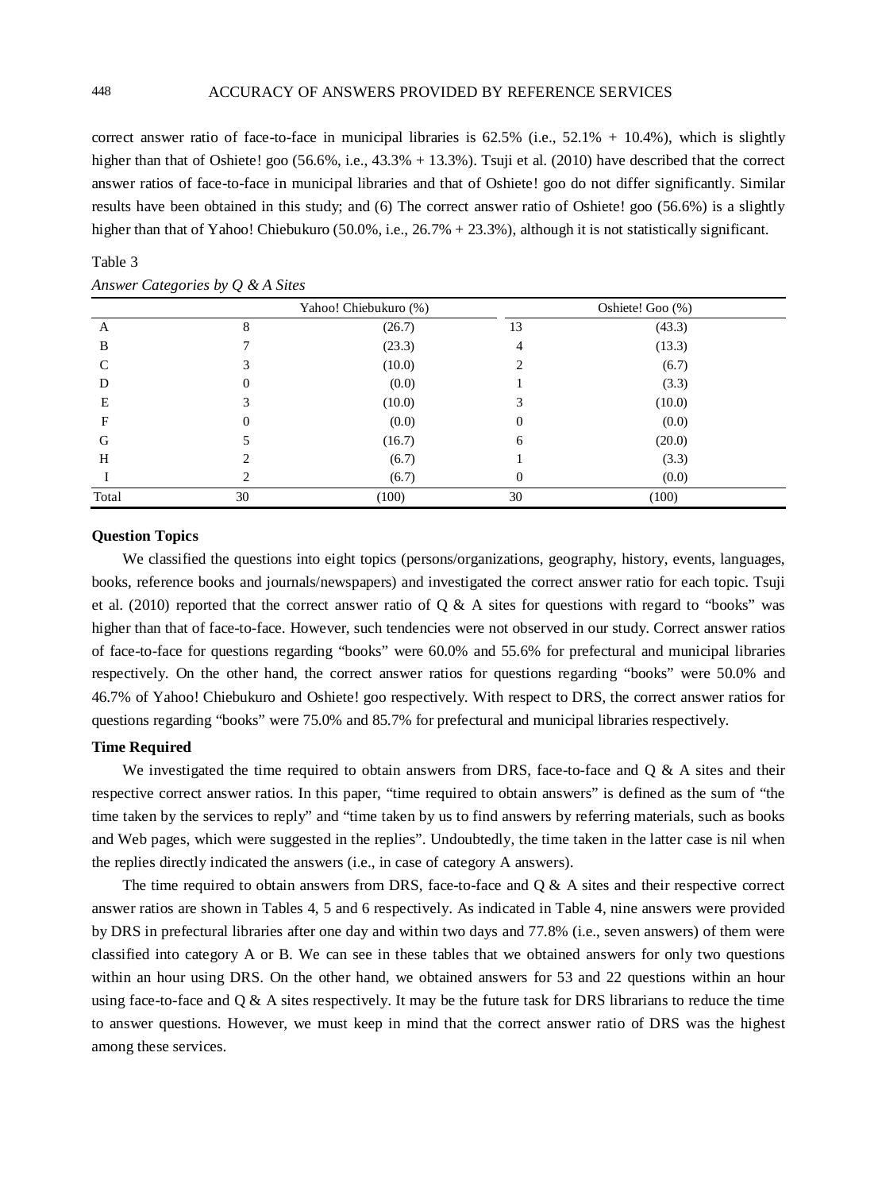correct answer ratio of face-to-face in municipal libraries is 62.5% (i.e., 52.1% + 10.4%), which is slightly higher than that of Oshiete! goo (56.6%, i.e., 43.3% + 13.3%). Tsuji et al. (2010) have described that the correct answer ratios of face-to-face in municipal libraries and that of Oshiete! goo do not differ significantly. Similar results have been obtained in this study; and (6) The correct answer ratio of Oshiete! goo (56.6%) is a slightly higher than that of Yahoo! Chiebukuro (50.0%, i.e., 26.7% + 23.3%), although it is not statistically significant.

Table 3

*Answer Categories by Q & A Sites*

| | Yahoo! Chiebukuro (%) | | Oshiete! Goo (%) | |
|---|---|---|---|---|
| A | 8 | (26.7) | 13 | (43.3) |
| B | 7 | (23.3) | 4 | (13.3) |
| C | 3 | (10.0) | 2 | (6.7) |
| D | 0 | (0.0) | 1 | (3.3) |
| E | 3 | (10.0) | 3 | (10.0) |
| F | 0 | (0.0) | 0 | (0.0) |
| G | 5 | (16.7) | 6 | (20.0) |
| H | 2 | (6.7) | 1 | (3.3) |
| I | 2 | (6.7) | 0 | (0.0) |
| Total | 30 | (100) | 30 | (100) |

**Question Topics**

We classified the questions into eight topics (persons/organizations, geography, history, events, languages, books, reference books and journals/newspapers) and investigated the correct answer ratio for each topic. Tsuji et al. (2010) reported that the correct answer ratio of Q & A sites for questions with regard to "books" was higher than that of face-to-face. However, such tendencies were not observed in our study. Correct answer ratios of face-to-face for questions regarding "books" were 60.0% and 55.6% for prefectural and municipal libraries respectively. On the other hand, the correct answer ratios for questions regarding "books" were 50.0% and 46.7% of Yahoo! Chiebukuro and Oshiete! goo respectively. With respect to DRS, the correct answer ratios for questions regarding "books" were 75.0% and 85.7% for prefectural and municipal libraries respectively.

**Time Required**

We investigated the time required to obtain answers from DRS, face-to-face and Q & A sites and their respective correct answer ratios. In this paper, "time required to obtain answers" is defined as the sum of "the time taken by the services to reply" and "time taken by us to find answers by referring materials, such as books and Web pages, which were suggested in the replies". Undoubtedly, the time taken in the latter case is nil when the replies directly indicated the answers (i.e., in case of category A answers).

The time required to obtain answers from DRS, face-to-face and Q & A sites and their respective correct answer ratios are shown in Tables 4, 5 and 6 respectively. As indicated in Table 4, nine answers were provided by DRS in prefectural libraries after one day and within two days and 77.8% (i.e., seven answers) of them were classified into category A or B. We can see in these tables that we obtained answers for only two questions within an hour using DRS. On the other hand, we obtained answers for 53 and 22 questions within an hour using face-to-face and Q & A sites respectively. It may be the future task for DRS librarians to reduce the time to answer questions. However, we must keep in mind that the correct answer ratio of DRS was the highest among these services.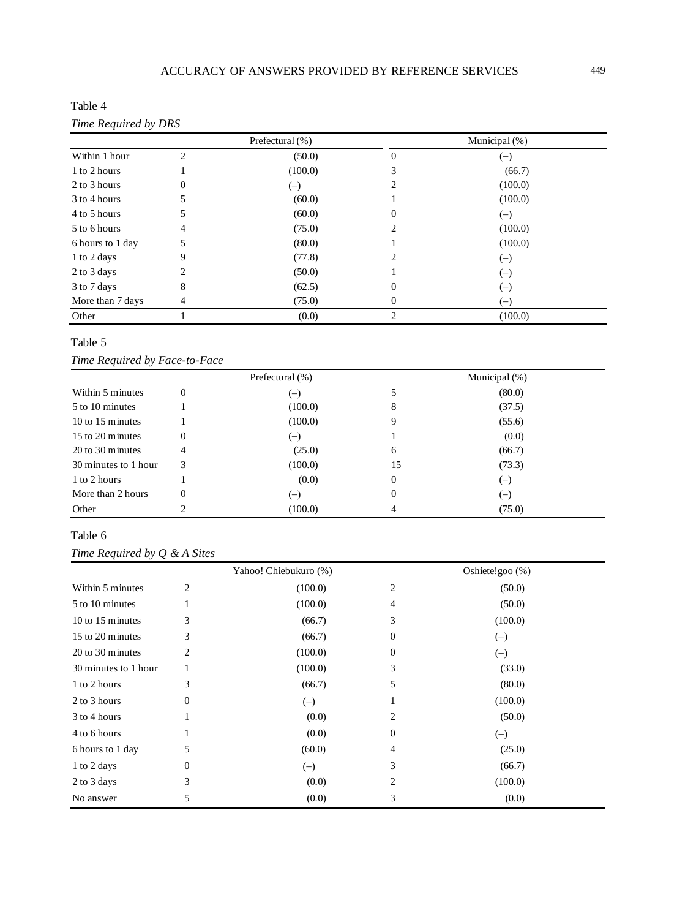Table 4

*Time Required by DRS*

| | Prefectural (%) | | Municipal (%) | |
|---|---|---|---|---|
| Within 1 hour | 2 | (50.0) | 0 | (–) |
| 1 to 2 hours | 1 | (100.0) | 3 | (66.7) |
| 2 to 3 hours | 0 | (–) | 2 | (100.0) |
| 3 to 4 hours | 5 | (60.0) | 1 | (100.0) |
| 4 to 5 hours | 5 | (60.0) | 0 | (–) |
| 5 to 6 hours | 4 | (75.0) | 2 | (100.0) |
| 6 hours to 1 day | 5 | (80.0) | 1 | (100.0) |
| 1 to 2 days | 9 | (77.8) | 2 | (–) |
| 2 to 3 days | 2 | (50.0) | 1 | (–) |
| 3 to 7 days | 8 | (62.5) | 0 | (–) |
| More than 7 days | 4 | (75.0) | 0 | (–) |
| Other | 1 | (0.0) | 2 | (100.0) |

Table 5

*Time Required by Face-to-Face*

| | Prefectural (%) | | Municipal (%) | |
|---|---|---|---|---|
| Within 5 minutes | 0 | (–) | 5 | (80.0) |
| 5 to 10 minutes | 1 | (100.0) | 8 | (37.5) |
| 10 to 15 minutes | 1 | (100.0) | 9 | (55.6) |
| 15 to 20 minutes | 0 | (–) | 1 | (0.0) |
| 20 to 30 minutes | 4 | (25.0) | 6 | (66.7) |
| 30 minutes to 1 hour | 3 | (100.0) | 15 | (73.3) |
| 1 to 2 hours | 1 | (0.0) | 0 | (–) |
| More than 2 hours | 0 | (–) | 0 | (–) |
| Other | 2 | (100.0) | 4 | (75.0) |

Table 6

*Time Required by Q & A Sites*

| | Yahoo! Chiebukuro (%) | | Oshiete!goo (%) | |
|---|---|---|---|---|
| Within 5 minutes | 2 | (100.0) | 2 | (50.0) |
| 5 to 10 minutes | 1 | (100.0) | 4 | (50.0) |
| 10 to 15 minutes | 3 | (66.7) | 3 | (100.0) |
| 15 to 20 minutes | 3 | (66.7) | 0 | (–) |
| 20 to 30 minutes | 2 | (100.0) | 0 | (–) |
| 30 minutes to 1 hour | 1 | (100.0) | 3 | (33.0) |
| 1 to 2 hours | 3 | (66.7) | 5 | (80.0) |
| 2 to 3 hours | 0 | (–) | 1 | (100.0) |
| 3 to 4 hours | 1 | (0.0) | 2 | (50.0) |
| 4 to 6 hours | 1 | (0.0) | 0 | (–) |
| 6 hours to 1 day | 5 | (60.0) | 4 | (25.0) |
| 1 to 2 days | 0 | (–) | 3 | (66.7) |
| 2 to 3 days | 3 | (0.0) | 2 | (100.0) |
| No answer | 5 | (0.0) | 3 | (0.0) |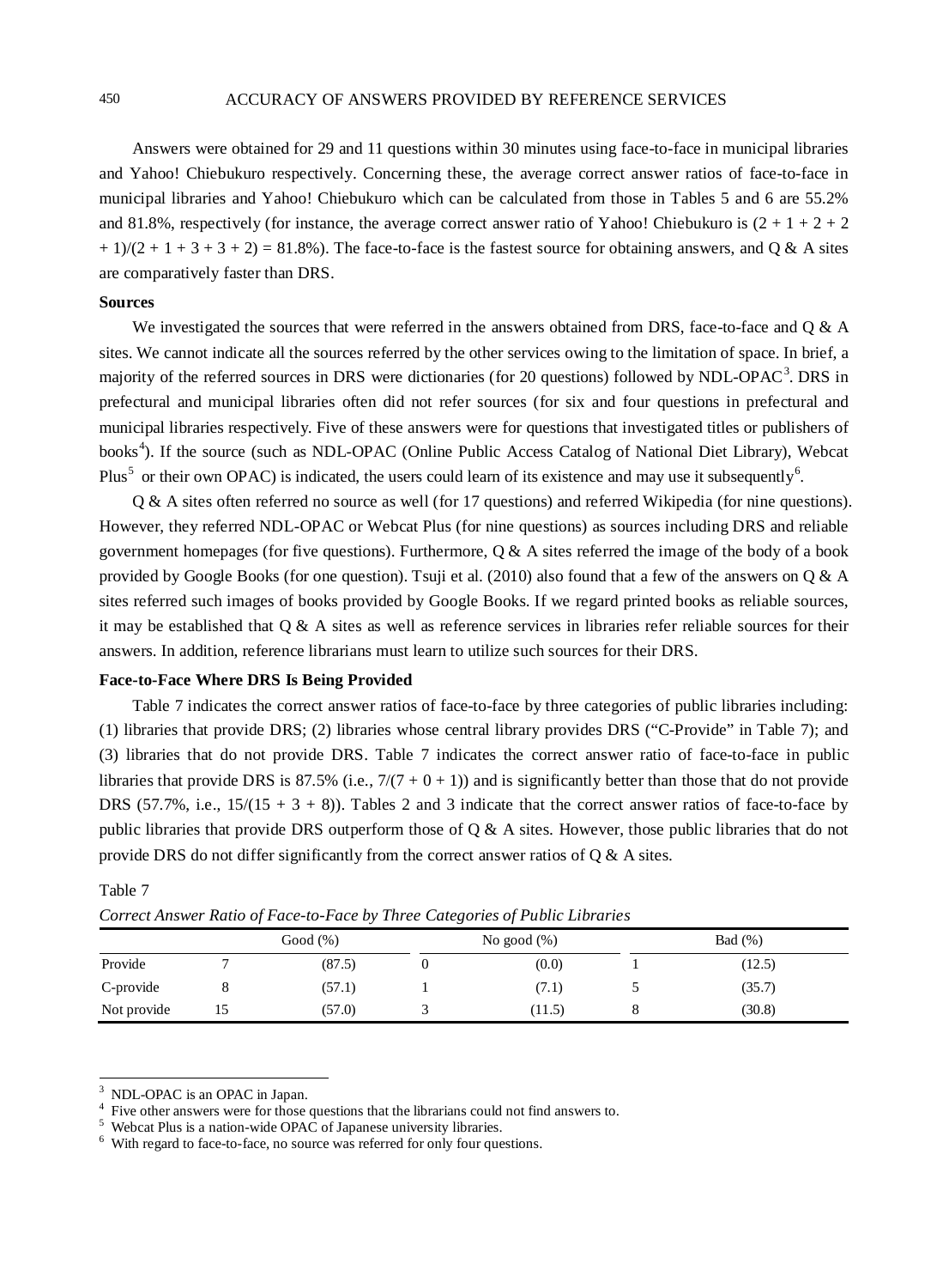Answers were obtained for 29 and 11 questions within 30 minutes using face-to-face in municipal libraries and Yahoo! Chiebukuro respectively. Concerning these, the average correct answer ratios of face-to-face in municipal libraries and Yahoo! Chiebukuro which can be calculated from those in Tables 5 and 6 are 55.2% and 81.8%, respectively (for instance, the average correct answer ratio of Yahoo! Chiebukuro is $(2 + 1 + 2 + 2 + 1)/(2 + 1 + 3 + 3 + 2) = 81.8\%$). The face-to-face is the fastest source for obtaining answers, and Q & A sites are comparatively faster than DRS.

**Sources**

We investigated the sources that were referred in the answers obtained from DRS, face-to-face and Q & A sites. We cannot indicate all the sources referred by the other services owing to the limitation of space. In brief, a majority of the referred sources in DRS were dictionaries (for 20 questions) followed by NDL-OPAC[3]. DRS in prefectural and municipal libraries often did not refer sources (for six and four questions in prefectural and municipal libraries respectively. Five of these answers were for questions that investigated titles or publishers of books[4]). If the source (such as NDL-OPAC (Online Public Access Catalog of National Diet Library), Webcat Plus[5] or their own OPAC) is indicated, the users could learn of its existence and may use it subsequently[6].

Q & A sites often referred no source as well (for 17 questions) and referred Wikipedia (for nine questions). However, they referred NDL-OPAC or Webcat Plus (for nine questions) as sources including DRS and reliable government homepages (for five questions). Furthermore, Q & A sites referred the image of the body of a book provided by Google Books (for one question). Tsuji et al. (2010) also found that a few of the answers on Q & A sites referred such images of books provided by Google Books. If we regard printed books as reliable sources, it may be established that Q & A sites as well as reference services in libraries refer reliable sources for their answers. In addition, reference librarians must learn to utilize such sources for their DRS.

**Face-to-Face Where DRS Is Being Provided**

Table 7 indicates the correct answer ratios of face-to-face by three categories of public libraries including: (1) libraries that provide DRS; (2) libraries whose central library provides DRS ("C-Provide" in Table 7); and (3) libraries that do not provide DRS. Table 7 indicates the correct answer ratio of face-to-face in public libraries that provide DRS is 87.5% (i.e., $7/(7 + 0 + 1)$) and is significantly better than those that do not provide DRS (57.7%, i.e., $15/(15 + 3 + 8)$). Tables 2 and 3 indicate that the correct answer ratios of face-to-face by public libraries that provide DRS outperform those of Q & A sites. However, those public libraries that do not provide DRS do not differ significantly from the correct answer ratios of Q & A sites.

Table 7

*Correct Answer Ratio of Face-to-Face by Three Categories of Public Libraries*

| | Good (%) | | No good (%) | | Bad (%) | |
|---|---|---|---|---|---|---|
| Provide | 7 | (87.5) | 0 | (0.0) | 1 | (12.5) |
| C-provide | 8 | (57.1) | 1 | (7.1) | 5 | (35.7) |
| Not provide | 15 | (57.0) | 3 | (11.5) | 8 | (30.8) |

[3] NDL-OPAC is an OPAC in Japan.

[4] Five other answers were for those questions that the librarians could not find answers to.

[5] Webcat Plus is a nation-wide OPAC of Japanese university libraries.

[6] With regard to face-to-face, no source was referred for only four questions.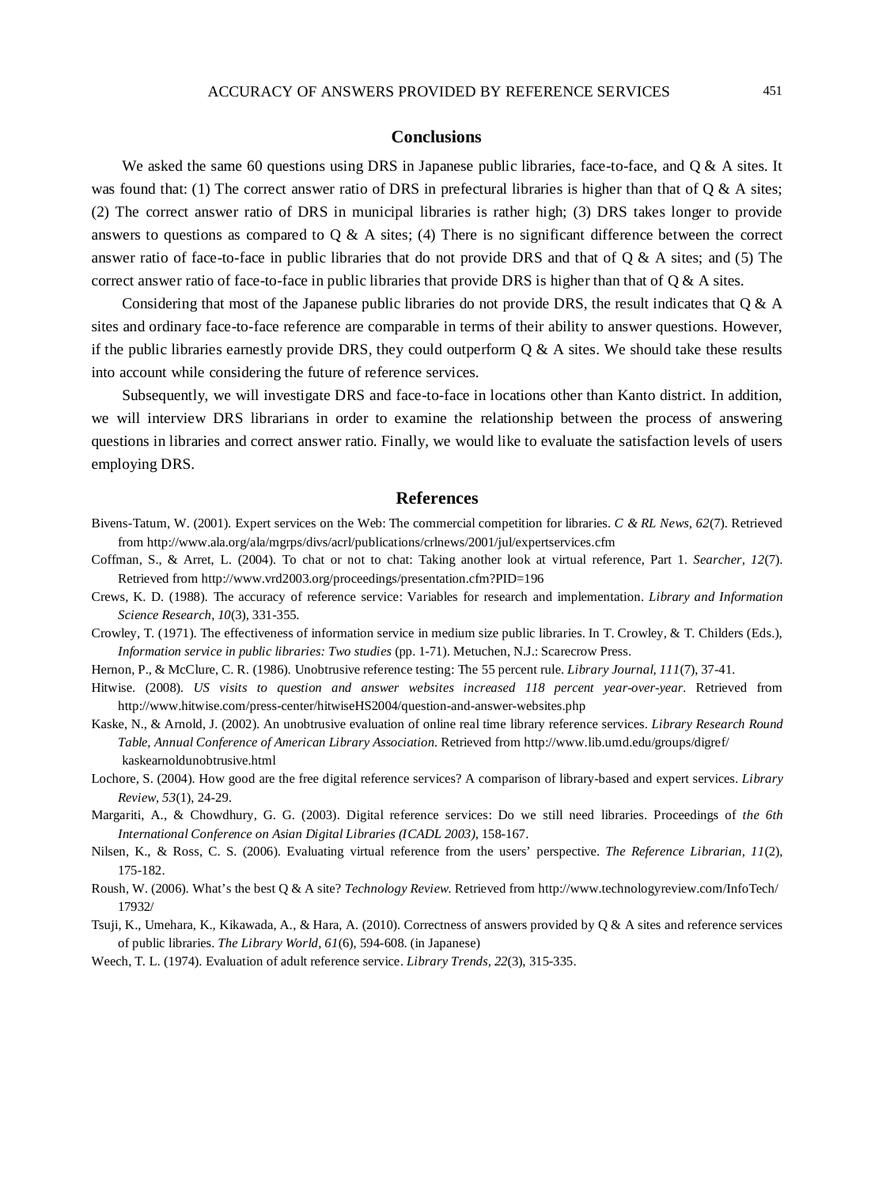## Conclusions

We asked the same 60 questions using DRS in Japanese public libraries, face-to-face, and Q & A sites. It was found that: (1) The correct answer ratio of DRS in prefectural libraries is higher than that of Q & A sites; (2) The correct answer ratio of DRS in municipal libraries is rather high; (3) DRS takes longer to provide answers to questions as compared to Q & A sites; (4) There is no significant difference between the correct answer ratio of face-to-face in public libraries that do not provide DRS and that of Q & A sites; and (5) The correct answer ratio of face-to-face in public libraries that provide DRS is higher than that of Q & A sites.

Considering that most of the Japanese public libraries do not provide DRS, the result indicates that Q & A sites and ordinary face-to-face reference are comparable in terms of their ability to answer questions. However, if the public libraries earnestly provide DRS, they could outperform Q & A sites. We should take these results into account while considering the future of reference services.

Subsequently, we will investigate DRS and face-to-face in locations other than Kanto district. In addition, we will interview DRS librarians in order to examine the relationship between the process of answering questions in libraries and correct answer ratio. Finally, we would like to evaluate the satisfaction levels of users employing DRS.

## References

Bivens-Tatum, W. (2001). Expert services on the Web: The commercial competition for libraries. *C & RL News, 62*(7). Retrieved from http://www.ala.org/ala/mgrps/divs/acrl/publications/crlnews/2001/jul/expertservices.cfm

Coffman, S., & Arret, L. (2004). To chat or not to chat: Taking another look at virtual reference, Part 1. *Searcher, 12*(7). Retrieved from http://www.vrd2003.org/proceedings/presentation.cfm?PID=196

Crews, K. D. (1988). The accuracy of reference service: Variables for research and implementation. *Library and Information Science Research, 10*(3), 331-355.

Crowley, T. (1971). The effectiveness of information service in medium size public libraries. In T. Crowley, & T. Childers (Eds.), *Information service in public libraries: Two studies* (pp. 1-71). Metuchen, N.J.: Scarecrow Press.

Hernon, P., & McClure, C. R. (1986). Unobtrusive reference testing: The 55 percent rule. *Library Journal, 111*(7), 37-41.

Hitwise. (2008). *US visits to question and answer websites increased 118 percent year-over-year*. Retrieved from http://www.hitwise.com/press-center/hitwiseHS2004/question-and-answer-websites.php

Kaske, N., & Arnold, J. (2002). An unobtrusive evaluation of online real time library reference services. *Library Research Round Table, Annual Conference of American Library Association*. Retrieved from http://www.lib.umd.edu/groups/digref/kaskearnoldunobtrusive.html

Lochore, S. (2004). How good are the free digital reference services? A comparison of library-based and expert services. *Library Review, 53*(1), 24-29.

Margariti, A., & Chowdhury, G. G. (2003). Digital reference services: Do we still need libraries. Proceedings of *the 6th International Conference on Asian Digital Libraries (ICADL 2003)*, 158-167.

Nilsen, K., & Ross, C. S. (2006). Evaluating virtual reference from the users' perspective. *The Reference Librarian, 11*(2), 175-182.

Roush, W. (2006). What's the best Q & A site? *Technology Review*. Retrieved from http://www.technologyreview.com/InfoTech/17932/

Tsuji, K., Umehara, K., Kikawada, A., & Hara, A. (2010). Correctness of answers provided by Q & A sites and reference services of public libraries. *The Library World, 61*(6), 594-608. (in Japanese)

Weech, T. L. (1974). Evaluation of adult reference service. *Library Trends, 22*(3), 315-335.